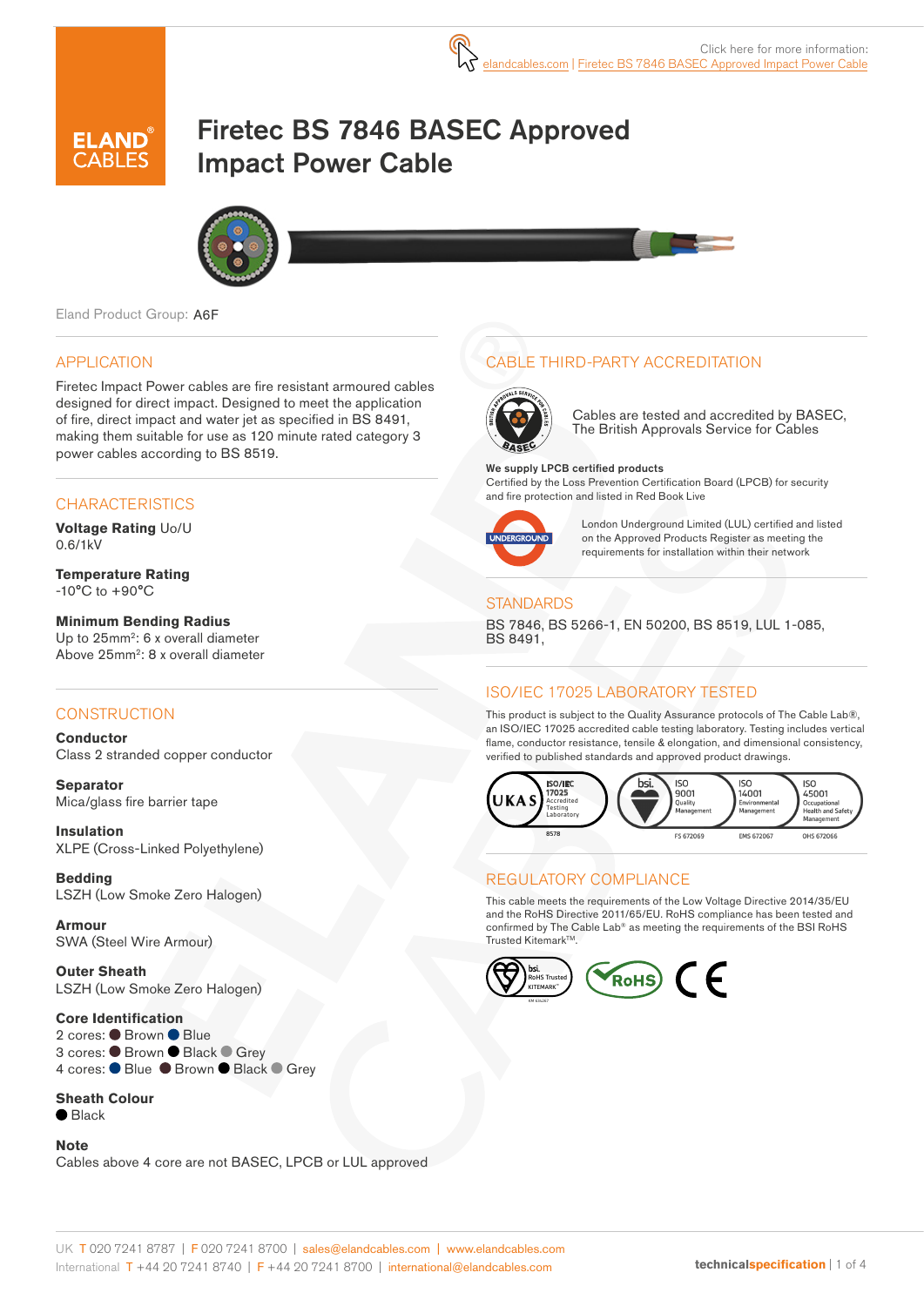Click here for more information:
elandcables.com | Firetec BS 7846 BASEC Approved Impact Power Cable

# Firetec BS 7846 BASEC Approved Impact Power Cable

Eland Product Group: A6F

## APPLICATION

Firetec Impact Power cables are fire resistant armoured cables designed for direct impact. Designed to meet the application of fire, direct impact and water jet as specified in BS 8491, making them suitable for use as 120 minute rated category 3 power cables according to BS 8519.

## CHARACTERISTICS

**Voltage Rating** Uo/U
0.6/1kV

**Temperature Rating**
-10°C to +90°C

**Minimum Bending Radius**
Up to 25mm²: 6 x overall diameter
Above 25mm²: 8 x overall diameter

## CONSTRUCTION

**Conductor**
Class 2 stranded copper conductor

**Separator**
Mica/glass fire barrier tape

**Insulation**
XLPE (Cross-Linked Polyethylene)

**Bedding**
LSZH (Low Smoke Zero Halogen)

**Armour**
SWA (Steel Wire Armour)

**Outer Sheath**
LSZH (Low Smoke Zero Halogen)

**Core Identification**
2 cores: ● Brown ● Blue
3 cores: ● Brown ● Black ● Grey
4 cores: ● Blue ● Brown ● Black ● Grey

**Sheath Colour**
● Black

**Note**
Cables above 4 core are not BASEC, LPCB or LUL approved

## CABLE THIRD-PARTY ACCREDITATION

Cables are tested and accredited by BASEC, The British Approvals Service for Cables

**We supply LPCB certified products**
Certified by the Loss Prevention Certification Board (LPCB) for security and fire protection and listed in Red Book Live

London Underground Limited (LUL) certified and listed on the Approved Products Register as meeting the requirements for installation within their network

## STANDARDS

BS 7846, BS 5266-1, EN 50200, BS 8519, LUL 1-085, BS 8491,

## ISO/IEC 17025 LABORATORY TESTED

This product is subject to the Quality Assurance protocols of The Cable Lab®, an ISO/IEC 17025 accredited cable testing laboratory. Testing includes vertical flame, conductor resistance, tensile & elongation, and dimensional consistency, verified to published standards and approved product drawings.

UKAS ISO/IEC 17025 Accredited Testing Laboratory 8578 | ISO 9001 Quality Management FS 672069 | ISO 14001 Environmental Management EMS 672067 | ISO 45001 Occupational Health and Safety Management OHS 672066

## REGULATORY COMPLIANCE

This cable meets the requirements of the Low Voltage Directive 2014/35/EU and the RoHS Directive 2011/65/EU. RoHS compliance has been tested and confirmed by The Cable Lab® as meeting the requirements of the BSI RoHS Trusted Kitemark™.

UK T 020 7241 8787 | F 020 7241 8700 | sales@elandcables.com | www.elandcables.com
International T +44 20 7241 8740 | F +44 20 7241 8700 | international@elandcables.com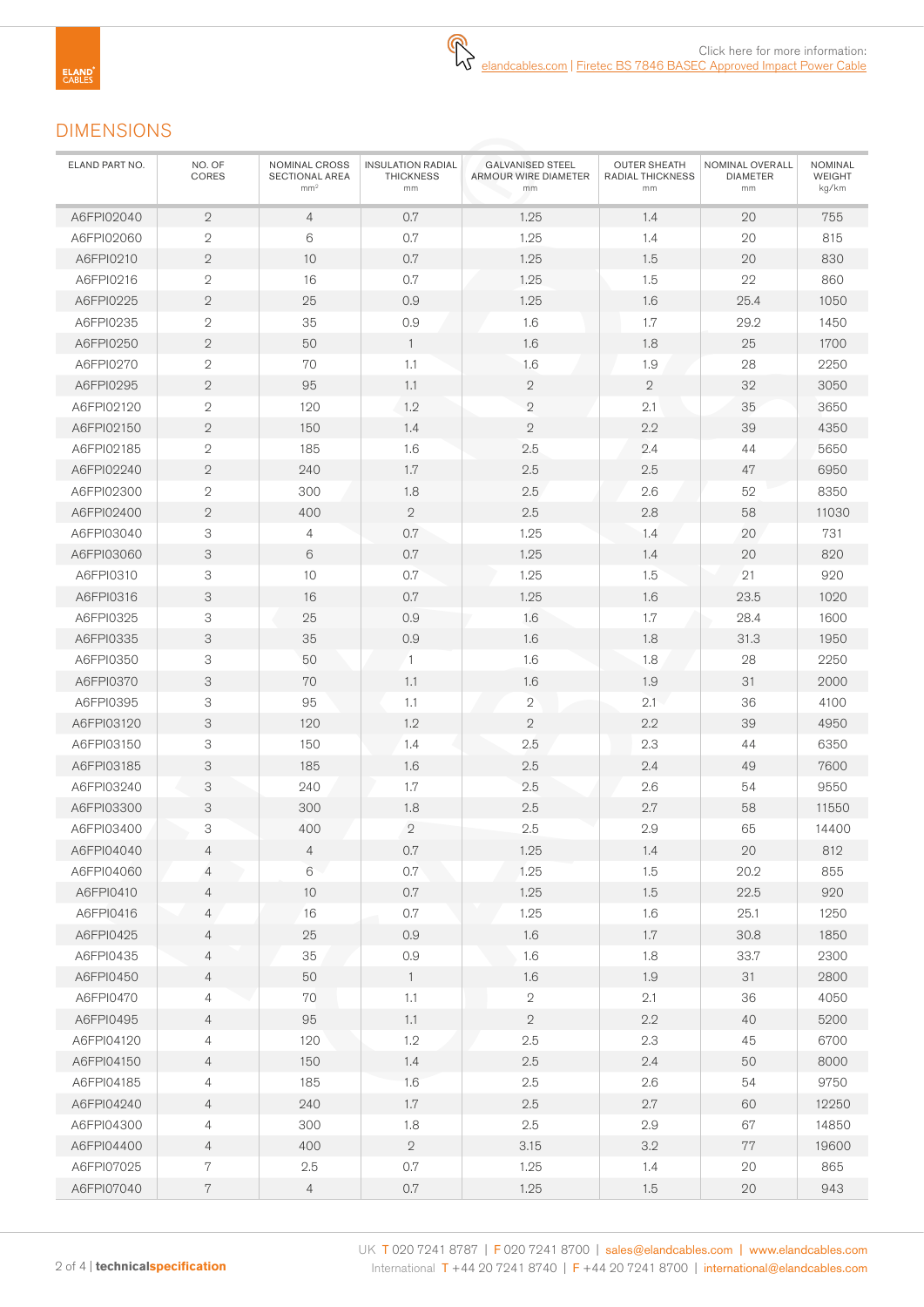Click here for more information:
elandcables.com | Firetec BS 7846 BASEC Approved Impact Power Cable

## DIMENSIONS

| ELAND PART NO. | NO. OF CORES | NOMINAL CROSS SECTIONAL AREA $mm^2$ | INSULATION RADIAL THICKNESS mm | GALVANISED STEEL ARMOUR WIRE DIAMETER mm | OUTER SHEATH RADIAL THICKNESS mm | NOMINAL OVERALL DIAMETER mm | NOMINAL WEIGHT kg/km |
|---|---|---|---|---|---|---|---|
| A6FPI02040 | 2 | 4 | 0.7 | 1.25 | 1.4 | 20 | 755 |
| A6FPI02060 | 2 | 6 | 0.7 | 1.25 | 1.4 | 20 | 815 |
| A6FPI0210 | 2 | 10 | 0.7 | 1.25 | 1.5 | 20 | 830 |
| A6FPI0216 | 2 | 16 | 0.7 | 1.25 | 1.5 | 22 | 860 |
| A6FPI0225 | 2 | 25 | 0.9 | 1.25 | 1.6 | 25.4 | 1050 |
| A6FPI0235 | 2 | 35 | 0.9 | 1.6 | 1.7 | 29.2 | 1450 |
| A6FPI0250 | 2 | 50 | 1 | 1.6 | 1.8 | 25 | 1700 |
| A6FPI0270 | 2 | 70 | 1.1 | 1.6 | 1.9 | 28 | 2250 |
| A6FPI0295 | 2 | 95 | 1.1 | 2 | 2 | 32 | 3050 |
| A6FPI02120 | 2 | 120 | 1.2 | 2 | 2.1 | 35 | 3650 |
| A6FPI02150 | 2 | 150 | 1.4 | 2 | 2.2 | 39 | 4350 |
| A6FPI02185 | 2 | 185 | 1.6 | 2.5 | 2.4 | 44 | 5650 |
| A6FPI02240 | 2 | 240 | 1.7 | 2.5 | 2.5 | 47 | 6950 |
| A6FPI02300 | 2 | 300 | 1.8 | 2.5 | 2.6 | 52 | 8350 |
| A6FPI02400 | 2 | 400 | 2 | 2.5 | 2.8 | 58 | 11030 |
| A6FPI03040 | 3 | 4 | 0.7 | 1.25 | 1.4 | 20 | 731 |
| A6FPI03060 | 3 | 6 | 0.7 | 1.25 | 1.4 | 20 | 820 |
| A6FPI0310 | 3 | 10 | 0.7 | 1.25 | 1.5 | 21 | 920 |
| A6FPI0316 | 3 | 16 | 0.7 | 1.25 | 1.6 | 23.5 | 1020 |
| A6FPI0325 | 3 | 25 | 0.9 | 1.6 | 1.7 | 28.4 | 1600 |
| A6FPI0335 | 3 | 35 | 0.9 | 1.6 | 1.8 | 31.3 | 1950 |
| A6FPI0350 | 3 | 50 | 1 | 1.6 | 1.8 | 28 | 2250 |
| A6FPI0370 | 3 | 70 | 1.1 | 1.6 | 1.9 | 31 | 2000 |
| A6FPI0395 | 3 | 95 | 1.1 | 2 | 2.1 | 36 | 4100 |
| A6FPI03120 | 3 | 120 | 1.2 | 2 | 2.2 | 39 | 4950 |
| A6FPI03150 | 3 | 150 | 1.4 | 2.5 | 2.3 | 44 | 6350 |
| A6FPI03185 | 3 | 185 | 1.6 | 2.5 | 2.4 | 49 | 7600 |
| A6FPI03240 | 3 | 240 | 1.7 | 2.5 | 2.6 | 54 | 9550 |
| A6FPI03300 | 3 | 300 | 1.8 | 2.5 | 2.7 | 58 | 11550 |
| A6FPI03400 | 3 | 400 | 2 | 2.5 | 2.9 | 65 | 14400 |
| A6FPI04040 | 4 | 4 | 0.7 | 1.25 | 1.4 | 20 | 812 |
| A6FPI04060 | 4 | 6 | 0.7 | 1.25 | 1.5 | 20.2 | 855 |
| A6FPI0410 | 4 | 10 | 0.7 | 1.25 | 1.5 | 22.5 | 920 |
| A6FPI0416 | 4 | 16 | 0.7 | 1.25 | 1.6 | 25.1 | 1250 |
| A6FPI0425 | 4 | 25 | 0.9 | 1.6 | 1.7 | 30.8 | 1850 |
| A6FPI0435 | 4 | 35 | 0.9 | 1.6 | 1.8 | 33.7 | 2300 |
| A6FPI0450 | 4 | 50 | 1 | 1.6 | 1.9 | 31 | 2800 |
| A6FPI0470 | 4 | 70 | 1.1 | 2 | 2.1 | 36 | 4050 |
| A6FPI0495 | 4 | 95 | 1.1 | 2 | 2.2 | 40 | 5200 |
| A6FPI04120 | 4 | 120 | 1.2 | 2.5 | 2.3 | 45 | 6700 |
| A6FPI04150 | 4 | 150 | 1.4 | 2.5 | 2.4 | 50 | 8000 |
| A6FPI04185 | 4 | 185 | 1.6 | 2.5 | 2.6 | 54 | 9750 |
| A6FPI04240 | 4 | 240 | 1.7 | 2.5 | 2.7 | 60 | 12250 |
| A6FPI04300 | 4 | 300 | 1.8 | 2.5 | 2.9 | 67 | 14850 |
| A6FPI04400 | 4 | 400 | 2 | 3.15 | 3.2 | 77 | 19600 |
| A6FPI07025 | 7 | 2.5 | 0.7 | 1.25 | 1.4 | 20 | 865 |
| A6FPI07040 | 7 | 4 | 0.7 | 1.25 | 1.5 | 20 | 943 |

UK T 020 7241 8787 | F 020 7241 8700 | sales@elandcables.com | www.elandcables.com
International T +44 20 7241 8740 | F +44 20 7241 8700 | international@elandcables.com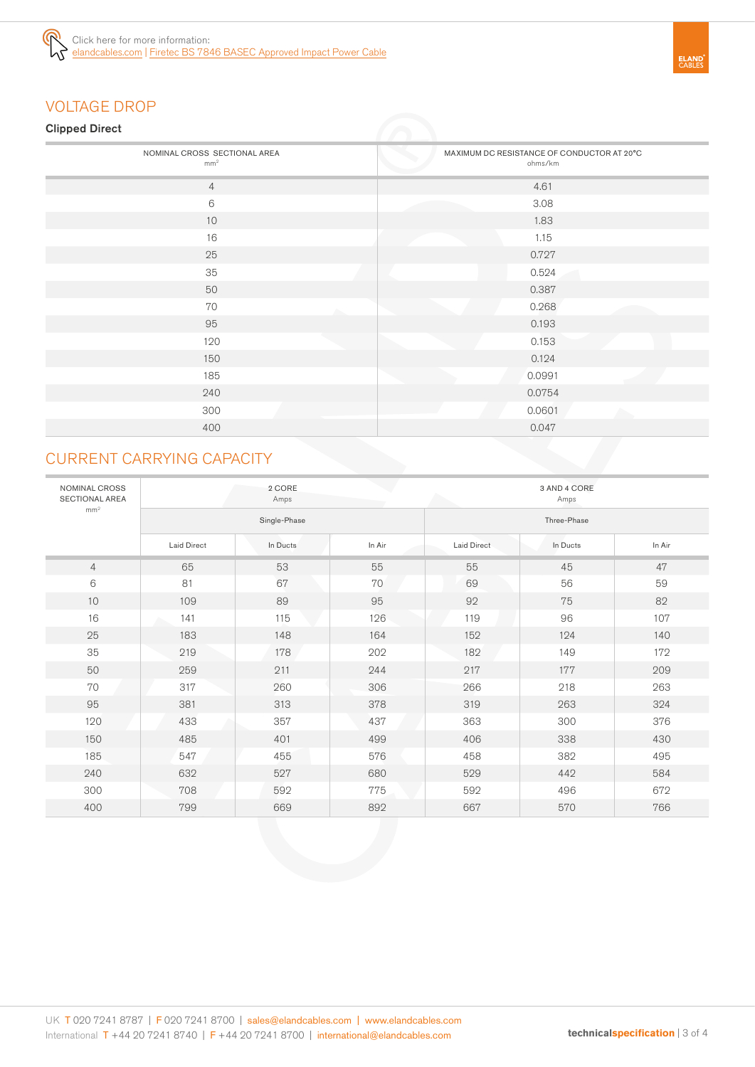Click here for more information:
elandcables.com | Firetec BS 7846 BASEC Approved Impact Power Cable

## VOLTAGE DROP

**Clipped Direct**

| NOMINAL CROSS SECTIONAL AREA mm² | MAXIMUM DC RESISTANCE OF CONDUCTOR AT 20°C ohms/km |
|---|---|
| 4 | 4.61 |
| 6 | 3.08 |
| 10 | 1.83 |
| 16 | 1.15 |
| 25 | 0.727 |
| 35 | 0.524 |
| 50 | 0.387 |
| 70 | 0.268 |
| 95 | 0.193 |
| 120 | 0.153 |
| 150 | 0.124 |
| 185 | 0.0991 |
| 240 | 0.0754 |
| 300 | 0.0601 |
| 400 | 0.047 |

## CURRENT CARRYING CAPACITY

| NOMINAL CROSS SECTIONAL AREA mm² | 2 CORE Amps | | | 3 AND 4 CORE Amps | | |
|---|---|---|---|---|---|---|
| | Single-Phase | | | Three-Phase | | |
| | Laid Direct | In Ducts | In Air | Laid Direct | In Ducts | In Air |
| 4 | 65 | 53 | 55 | 55 | 45 | 47 |
| 6 | 81 | 67 | 70 | 69 | 56 | 59 |
| 10 | 109 | 89 | 95 | 92 | 75 | 82 |
| 16 | 141 | 115 | 126 | 119 | 96 | 107 |
| 25 | 183 | 148 | 164 | 152 | 124 | 140 |
| 35 | 219 | 178 | 202 | 182 | 149 | 172 |
| 50 | 259 | 211 | 244 | 217 | 177 | 209 |
| 70 | 317 | 260 | 306 | 266 | 218 | 263 |
| 95 | 381 | 313 | 378 | 319 | 263 | 324 |
| 120 | 433 | 357 | 437 | 363 | 300 | 376 |
| 150 | 485 | 401 | 499 | 406 | 338 | 430 |
| 185 | 547 | 455 | 576 | 458 | 382 | 495 |
| 240 | 632 | 527 | 680 | 529 | 442 | 584 |
| 300 | 708 | 592 | 775 | 592 | 496 | 672 |
| 400 | 799 | 669 | 892 | 667 | 570 | 766 |

UK T 020 7241 8787 | F 020 7241 8700 | sales@elandcables.com | www.elandcables.com
International T +44 20 7241 8740 | F +44 20 7241 8700 | international@elandcables.com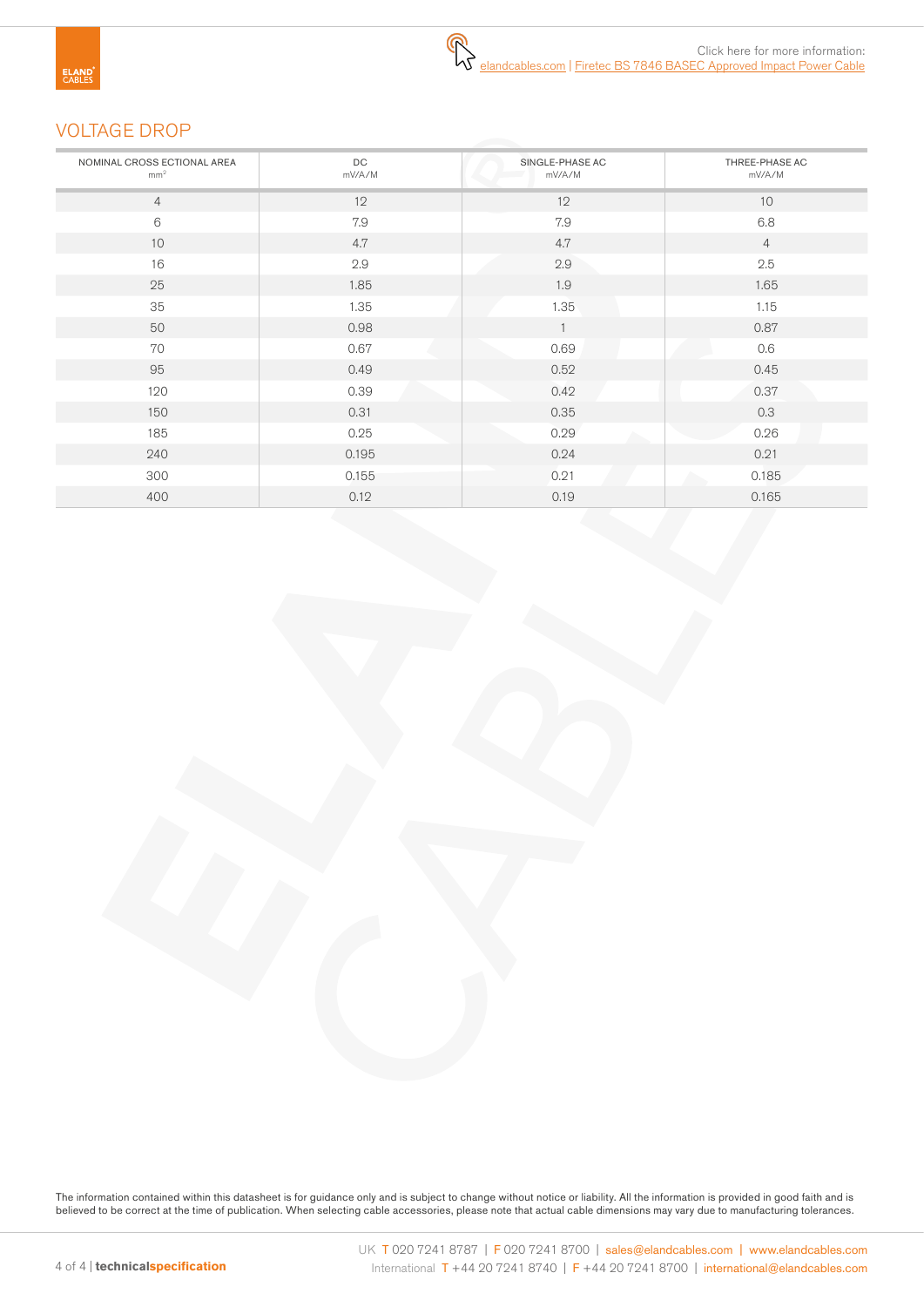Click here for more information: elandcables.com | Firetec BS 7846 BASEC Approved Impact Power Cable

## VOLTAGE DROP

| NOMINAL CROSS ECTIONAL AREA mm² | DC mV/A/M | SINGLE-PHASE AC mV/A/M | THREE-PHASE AC mV/A/M |
|---|---|---|---|
| 4 | 12 | 12 | 10 |
| 6 | 7.9 | 7.9 | 6.8 |
| 10 | 4.7 | 4.7 | 4 |
| 16 | 2.9 | 2.9 | 2.5 |
| 25 | 1.85 | 1.9 | 1.65 |
| 35 | 1.35 | 1.35 | 1.15 |
| 50 | 0.98 | 1 | 0.87 |
| 70 | 0.67 | 0.69 | 0.6 |
| 95 | 0.49 | 0.52 | 0.45 |
| 120 | 0.39 | 0.42 | 0.37 |
| 150 | 0.31 | 0.35 | 0.3 |
| 185 | 0.25 | 0.29 | 0.26 |
| 240 | 0.195 | 0.24 | 0.21 |
| 300 | 0.155 | 0.21 | 0.185 |
| 400 | 0.12 | 0.19 | 0.165 |

The information contained within this datasheet is for guidance only and is subject to change without notice or liability. All the information is provided in good faith and is believed to be correct at the time of publication. When selecting cable accessories, please note that actual cable dimensions may vary due to manufacturing tolerances.

UK T 020 7241 8787 | F 020 7241 8700 | sales@elandcables.com | www.elandcables.com
International T +44 20 7241 8740 | F +44 20 7241 8700 | international@elandcables.com